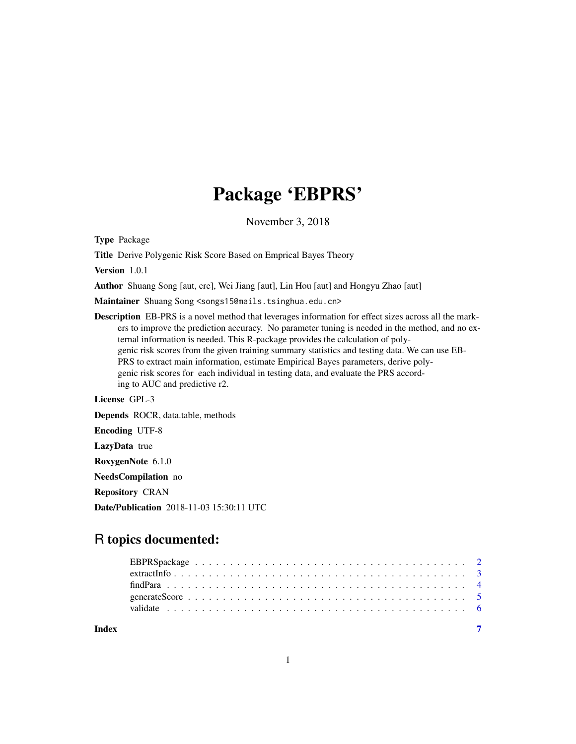# Package 'EBPRS'

November 3, 2018

**Type** Package

**Title** Derive Polygenic Risk Score Based on Emprical Bayes Theory

**Version** 1.0.1

**Author** Shuang Song [aut, cre], Wei Jiang [aut], Lin Hou [aut] and Hongyu Zhao [aut]

**Maintainer** Shuang Song <songs15@mails.tsinghua.edu.cn>

**Description** EB-PRS is a novel method that leverages information for effect sizes across all the markers to improve the prediction accuracy. No parameter tuning is needed in the method, and no external information is needed. This R-package provides the calculation of polygenic risk scores from the given training summary statistics and testing data. We can use EB-PRS to extract main information, estimate Empirical Bayes parameters, derive polygenic risk scores for each individual in testing data, and evaluate the PRS according to AUC and predictive r2.

**License** GPL-3

**Depends** ROCR, data.table, methods

**Encoding** UTF-8

**LazyData** true

**RoxygenNote** 6.1.0

**NeedsCompilation** no

**Repository** CRAN

**Date/Publication** 2018-11-03 15:30:11 UTC

## R topics documented:

| | |
|---|---|
| EBPRSpackage | 2 |
| extractInfo | 3 |
| findPara | 4 |
| generateScore | 5 |
| validate | 6 |
| **Index** | **7** |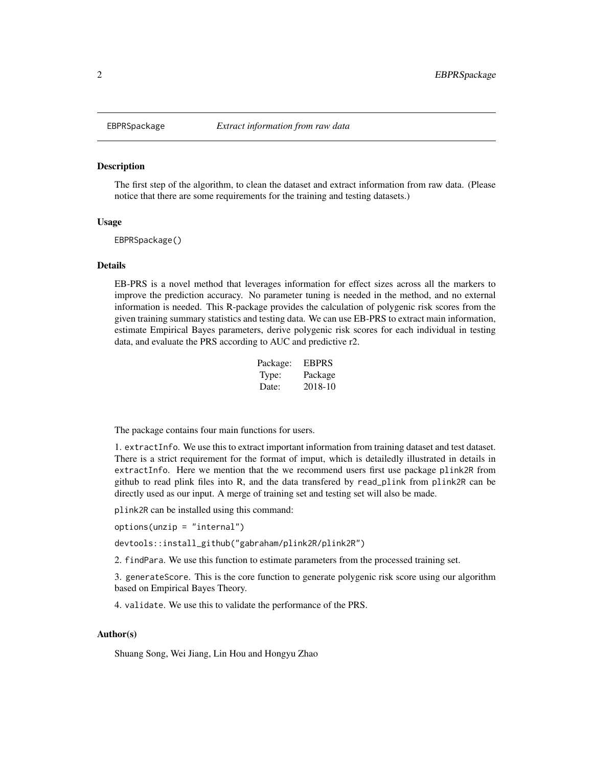EBPRSpackage *Extract information from raw data*

## Description

The first step of the algorithm, to clean the dataset and extract information from raw data. (Please notice that there are some requirements for the training and testing datasets.)

## Usage

```
EBPRSpackage()
```

## Details

EB-PRS is a novel method that leverages information for effect sizes across all the markers to improve the prediction accuracy. No parameter tuning is needed in the method, and no external information is needed. This R-package provides the calculation of polygenic risk scores from the given training summary statistics and testing data. We can use EB-PRS to extract main information, estimate Empirical Bayes parameters, derive polygenic risk scores for each individual in testing data, and evaluate the PRS according to AUC and predictive r2.

| | |
|---|---|
| Package: | EBPRS |
| Type: | Package |
| Date: | 2018-10 |

The package contains four main functions for users.

1. `extractInfo`. We use this to extract important information from training dataset and test dataset. There is a strict requirement for the format of imput, which is detailedly illustrated in details in `extractInfo`. Here we mention that the we recommend users first use package `plink2R` from github to read plink files into R, and the data transfered by `read_plink` from `plink2R` can be directly used as our input. A merge of training set and testing set will also be made.

`plink2R` can be installed using this command:

```
options(unzip = "internal")
devtools::install_github("gabraham/plink2R/plink2R")
```

2. `findPara`. We use this function to estimate parameters from the processed training set.

3. `generateScore`. This is the core function to generate polygenic risk score using our algorithm based on Empirical Bayes Theory.

4. `validate`. We use this to validate the performance of the PRS.

## Author(s)

Shuang Song, Wei Jiang, Lin Hou and Hongyu Zhao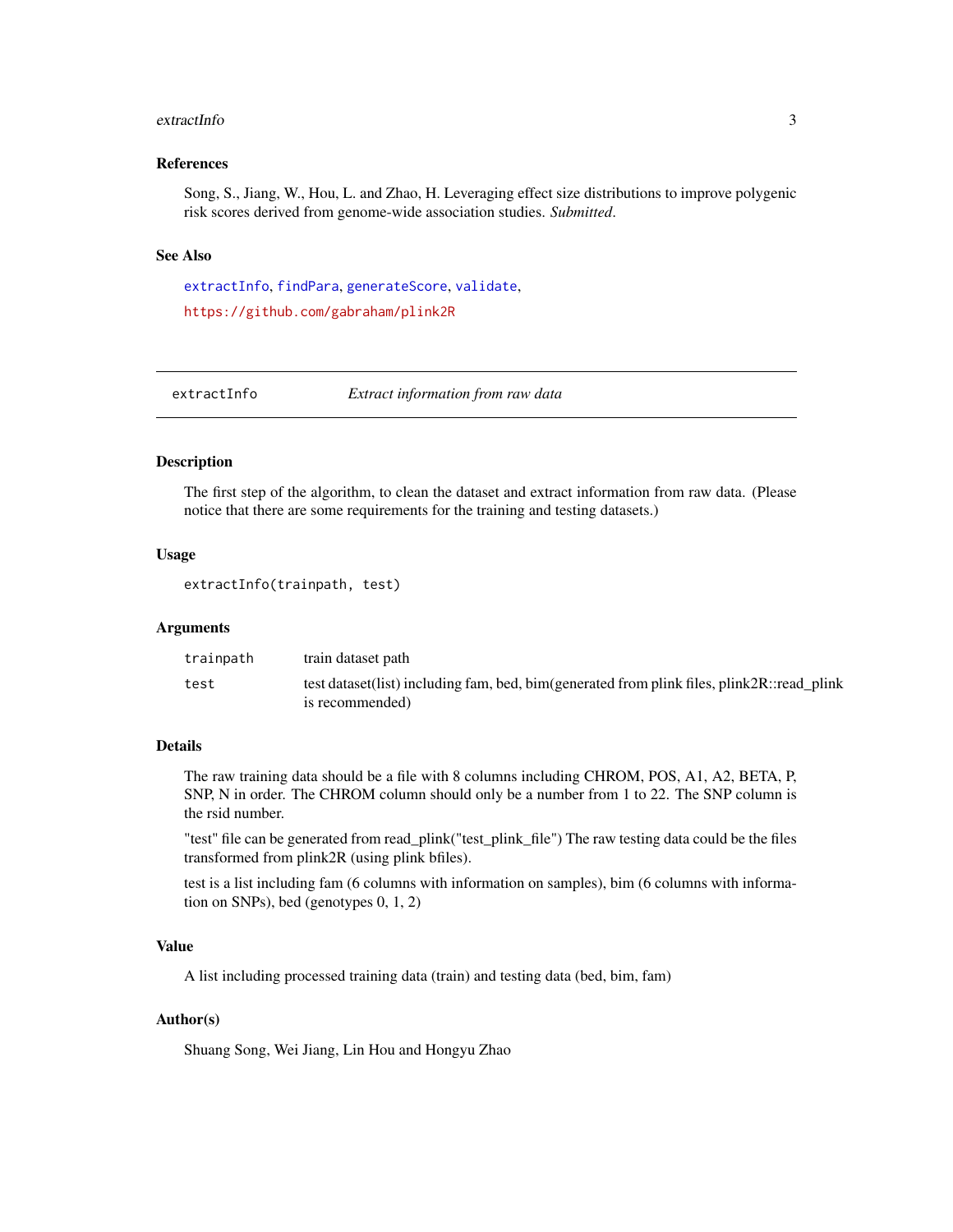### References

Song, S., Jiang, W., Hou, L. and Zhao, H. Leveraging effect size distributions to improve polygenic risk scores derived from genome-wide association studies. *Submitted*.

### See Also

extractInfo, findPara, generateScore, validate,

https://github.com/gabraham/plink2R

---

## extractInfo — *Extract information from raw data*

---

### Description

The first step of the algorithm, to clean the dataset and extract information from raw data. (Please notice that there are some requirements for the training and testing datasets.)

### Usage

```
extractInfo(trainpath, test)
```

### Arguments

| | |
|---|---|
| trainpath | train dataset path |
| test | test dataset(list) including fam, bed, bim(generated from plink files, plink2R::read_plink is recommended) |

### Details

The raw training data should be a file with 8 columns including CHROM, POS, A1, A2, BETA, P, SNP, N in order. The CHROM column should only be a number from 1 to 22. The SNP column is the rsid number.

"test" file can be generated from read_plink("test_plink_file") The raw testing data could be the files transformed from plink2R (using plink bfiles).

test is a list including fam (6 columns with information on samples), bim (6 columns with information on SNPs), bed (genotypes 0, 1, 2)

### Value

A list including processed training data (train) and testing data (bed, bim, fam)

### Author(s)

Shuang Song, Wei Jiang, Lin Hou and Hongyu Zhao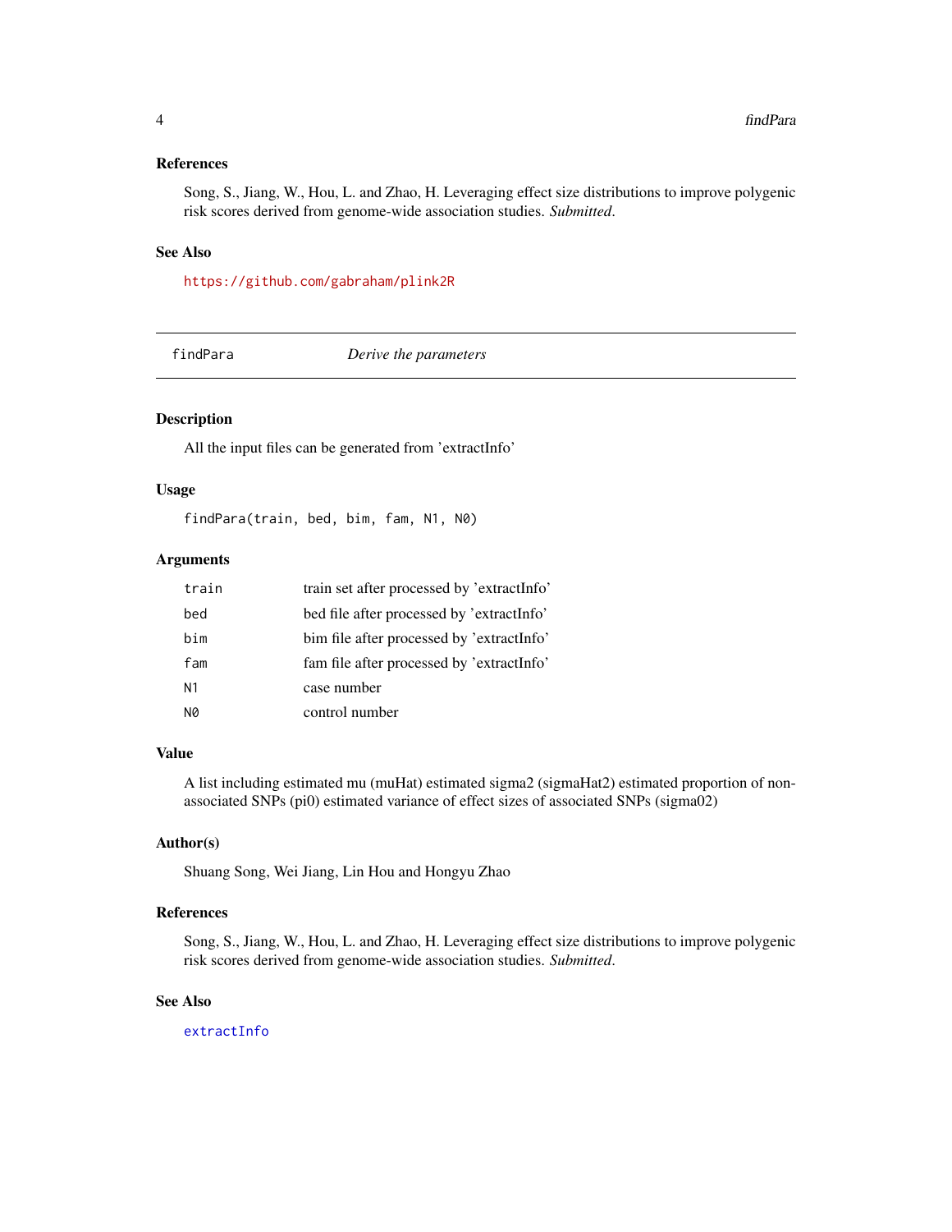### References

Song, S., Jiang, W., Hou, L. and Zhao, H. Leveraging effect size distributions to improve polygenic risk scores derived from genome-wide association studies. *Submitted*.

### See Also

https://github.com/gabraham/plink2R

---

## findPara — *Derive the parameters*

### Description

All the input files can be generated from 'extractInfo'

### Usage

```
findPara(train, bed, bim, fam, N1, N0)
```

### Arguments

| | |
|---|---|
| train | train set after processed by 'extractInfo' |
| bed | bed file after processed by 'extractInfo' |
| bim | bim file after processed by 'extractInfo' |
| fam | fam file after processed by 'extractInfo' |
| N1 | case number |
| N0 | control number |

### Value

A list including estimated mu (muHat) estimated sigma2 (sigmaHat2) estimated proportion of non-associated SNPs (pi0) estimated variance of effect sizes of associated SNPs (sigma02)

### Author(s)

Shuang Song, Wei Jiang, Lin Hou and Hongyu Zhao

### References

Song, S., Jiang, W., Hou, L. and Zhao, H. Leveraging effect size distributions to improve polygenic risk scores derived from genome-wide association studies. *Submitted*.

### See Also

extractInfo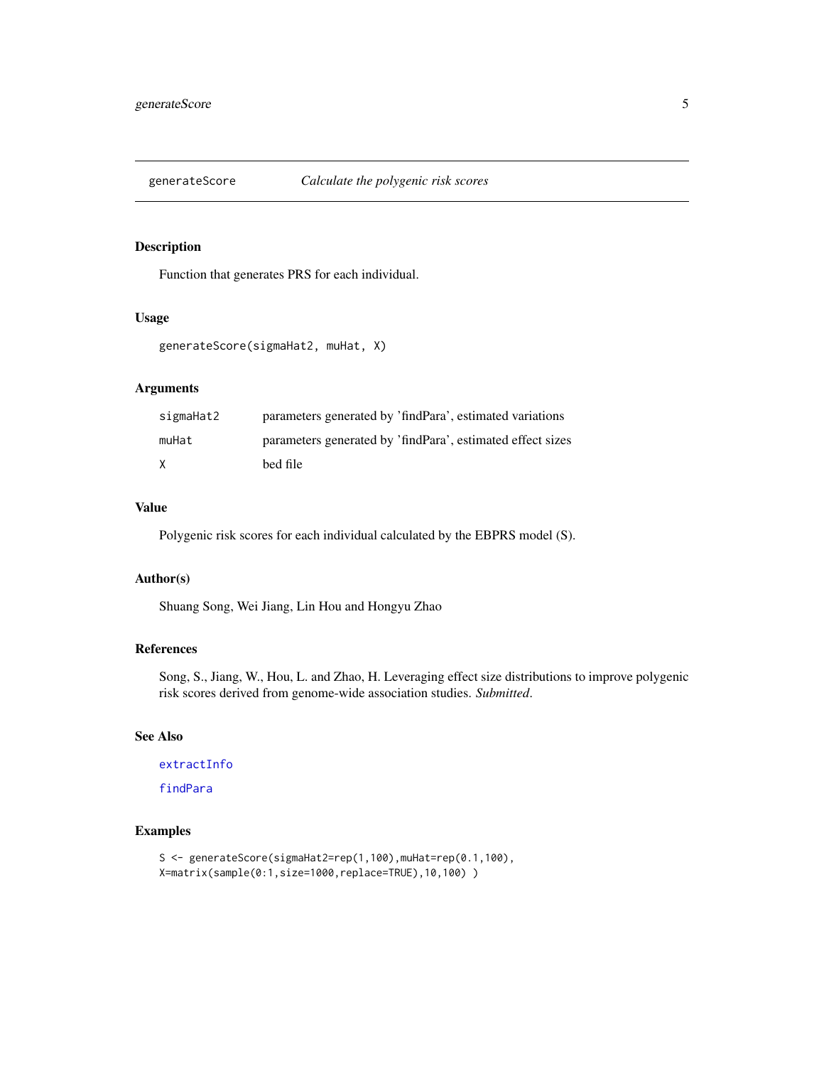## generateScore — *Calculate the polygenic risk scores*

### Description

Function that generates PRS for each individual.

### Usage

```
generateScore(sigmaHat2, muHat, X)
```

### Arguments

| | |
|---|---|
| `sigmaHat2` | parameters generated by 'findPara', estimated variations |
| `muHat` | parameters generated by 'findPara', estimated effect sizes |
| `X` | bed file |

### Value

Polygenic risk scores for each individual calculated by the EBPRS model (S).

### Author(s)

Shuang Song, Wei Jiang, Lin Hou and Hongyu Zhao

### References

Song, S., Jiang, W., Hou, L. and Zhao, H. Leveraging effect size distributions to improve polygenic risk scores derived from genome-wide association studies. *Submitted*.

### See Also

`extractInfo`

`findPara`

### Examples

```
S <- generateScore(sigmaHat2=rep(1,100),muHat=rep(0.1,100),
X=matrix(sample(0:1,size=1000,replace=TRUE),10,100) )
```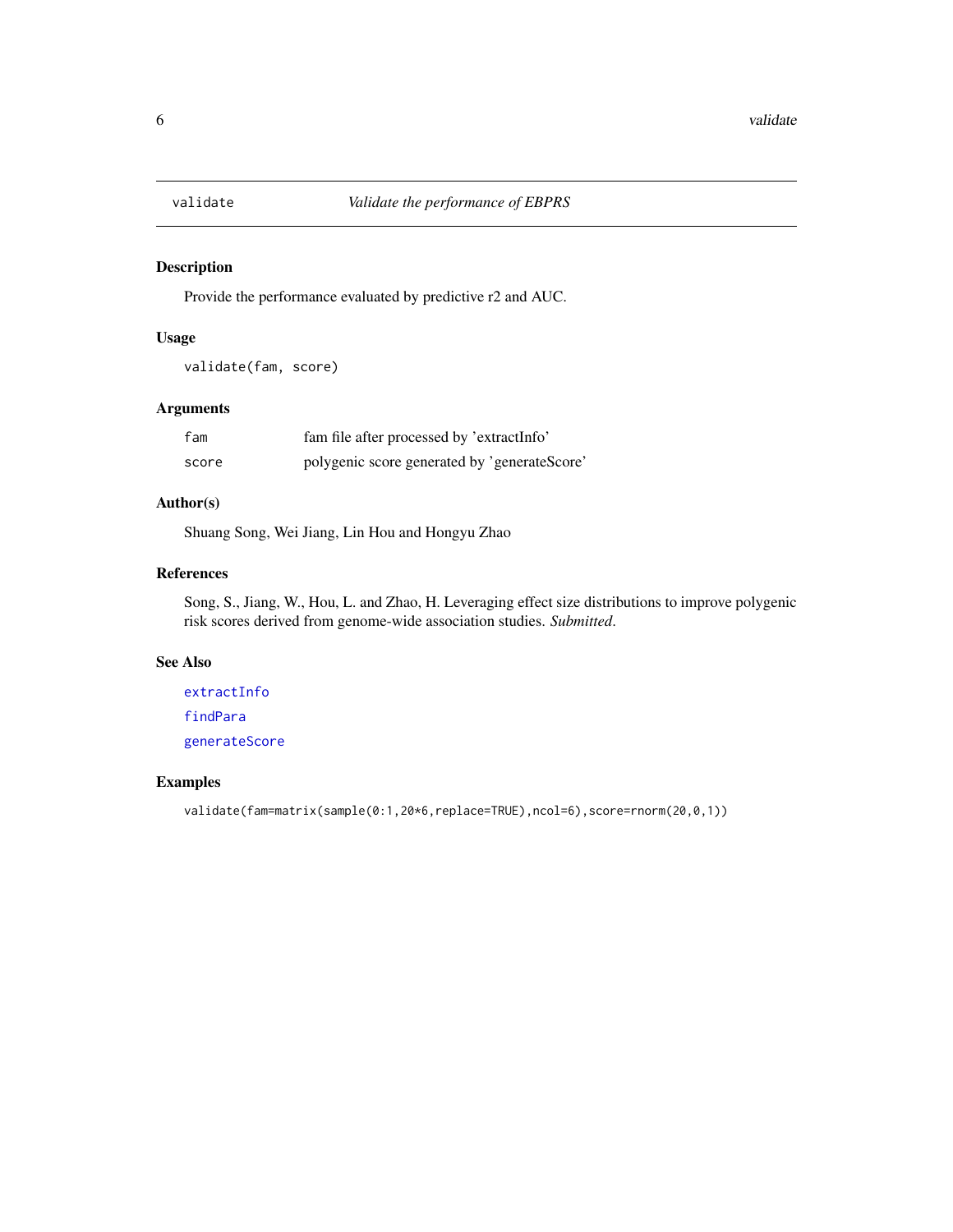## validate *Validate the performance of EBPRS*

### Description

Provide the performance evaluated by predictive r2 and AUC.

### Usage

```
validate(fam, score)
```

### Arguments

| | |
|---|---|
| fam | fam file after processed by 'extractInfo' |
| score | polygenic score generated by 'generateScore' |

### Author(s)

Shuang Song, Wei Jiang, Lin Hou and Hongyu Zhao

### References

Song, S., Jiang, W., Hou, L. and Zhao, H. Leveraging effect size distributions to improve polygenic risk scores derived from genome-wide association studies. *Submitted*.

### See Also

extractInfo

findPara

generateScore

### Examples

```
validate(fam=matrix(sample(0:1,20*6,replace=TRUE),ncol=6),score=rnorm(20,0,1))
```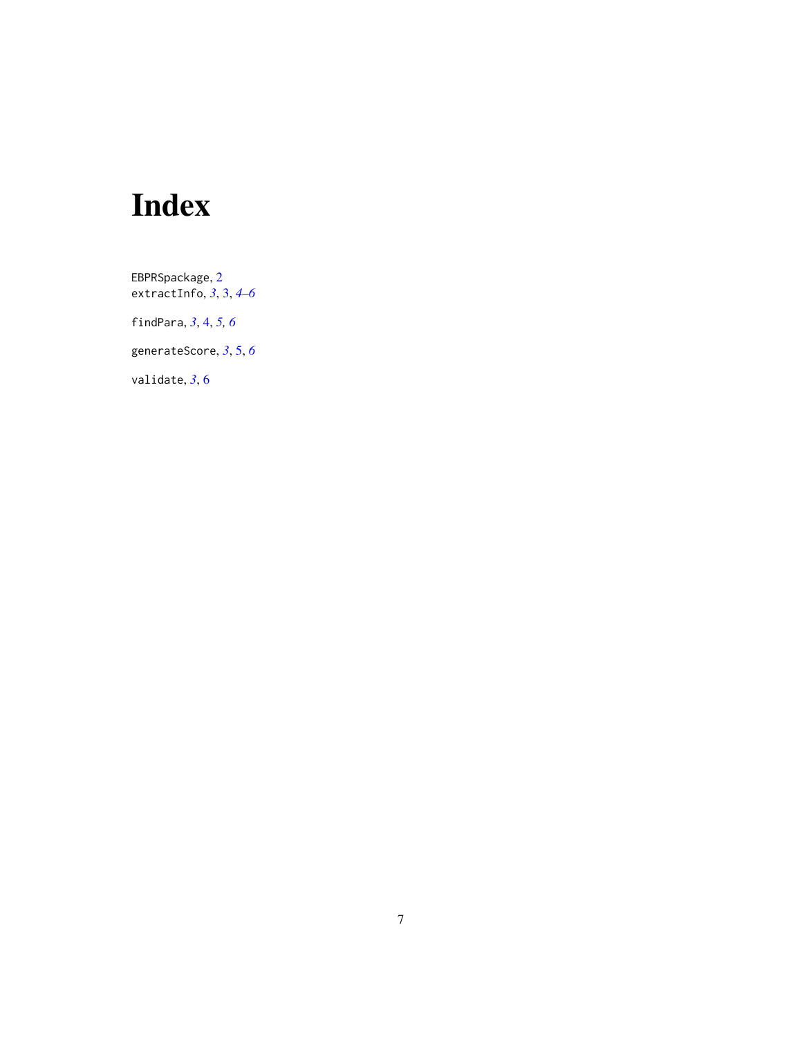# Index

EBPRSpackage, 2
extractInfo, *3*, 3, *4–6*

findPara, *3*, 4, *5, 6*

generateScore, *3*, 5, *6*

validate, *3*, 6